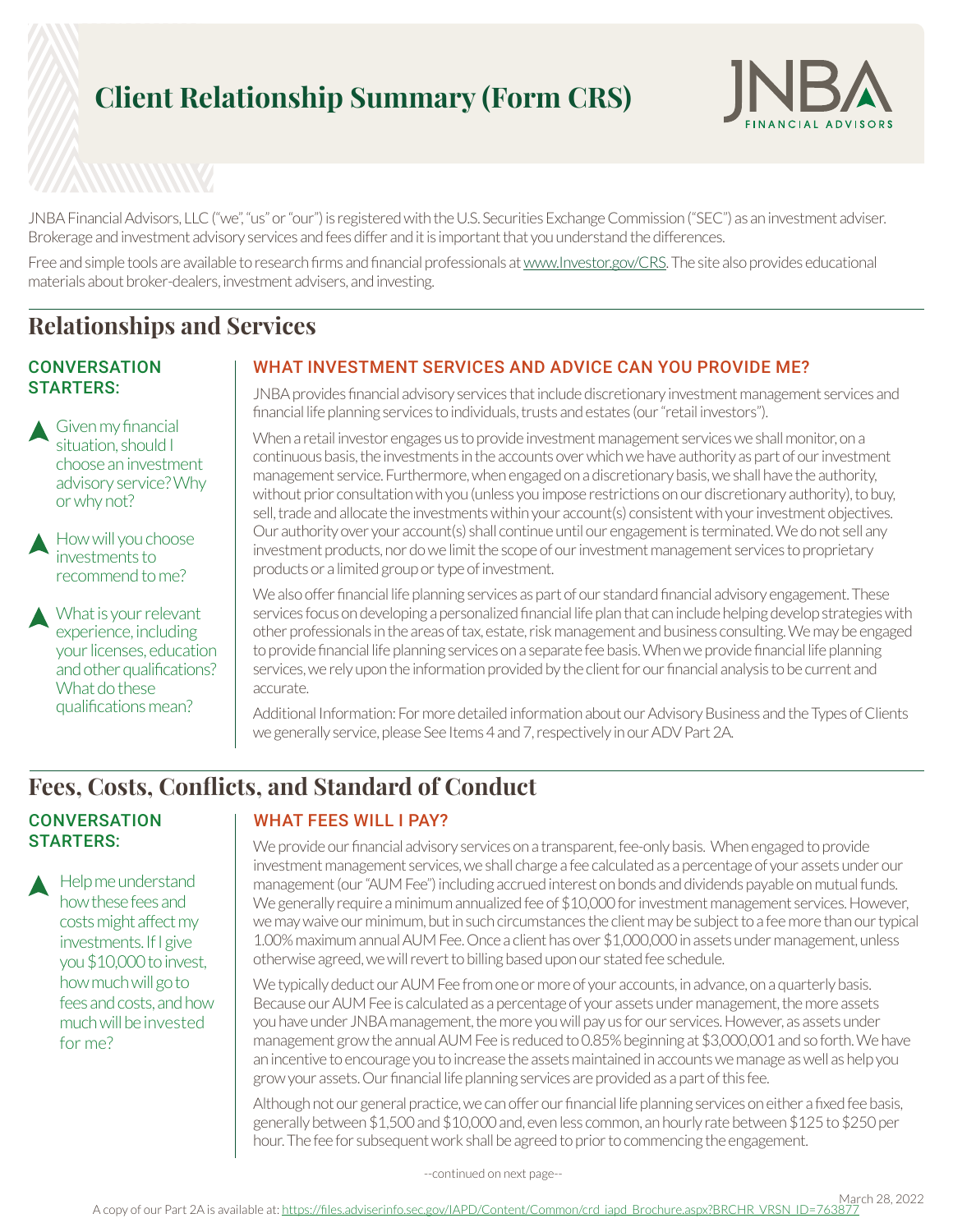# Client Relationship Summary (Form CRS)

JNBA FINANCIAL ADVISORS

JNBA Financial Advisors, LLC ("we", "us" or "our") is registered with the U.S. Securities Exchange Commission ("SEC") as an investment adviser. Brokerage and investment advisory services and fees differ and it is important that you understand the differences.

Free and simple tools are available to research firms and financial professionals at www.Investor.gov/CRS. The site also provides educational materials about broker-dealers, investment advisers, and investing.

## Relationships and Services

### CONVERSATION STARTERS:

- Given my financial situation, should I choose an investment advisory service? Why or why not?
- How will you choose investments to recommend to me?
- What is your relevant experience, including your licenses, education and other qualifications? What do these qualifications mean?

### WHAT INVESTMENT SERVICES AND ADVICE CAN YOU PROVIDE ME?

JNBA provides financial advisory services that include discretionary investment management services and financial life planning services to individuals, trusts and estates (our "retail investors").

When a retail investor engages us to provide investment management services we shall monitor, on a continuous basis, the investments in the accounts over which we have authority as part of our investment management service. Furthermore, when engaged on a discretionary basis, we shall have the authority, without prior consultation with you (unless you impose restrictions on our discretionary authority), to buy, sell, trade and allocate the investments within your account(s) consistent with your investment objectives. Our authority over your account(s) shall continue until our engagement is terminated. We do not sell any investment products, nor do we limit the scope of our investment management services to proprietary products or a limited group or type of investment.

We also offer financial life planning services as part of our standard financial advisory engagement. These services focus on developing a personalized financial life plan that can include helping develop strategies with other professionals in the areas of tax, estate, risk management and business consulting. We may be engaged to provide financial life planning services on a separate fee basis. When we provide financial life planning services, we rely upon the information provided by the client for our financial analysis to be current and accurate.

Additional Information: For more detailed information about our Advisory Business and the Types of Clients we generally service, please See Items 4 and 7, respectively in our ADV Part 2A.

## Fees, Costs, Conflicts, and Standard of Conduct

### CONVERSATION STARTERS:

- Help me understand how these fees and costs might affect my investments. If I give you $10,000 to invest, how much will go to fees and costs, and how much will be invested for me?

### WHAT FEES WILL I PAY?

We provide our financial advisory services on a transparent, fee-only basis. When engaged to provide investment management services, we shall charge a fee calculated as a percentage of your assets under our management (our "AUM Fee") including accrued interest on bonds and dividends payable on mutual funds. We generally require a minimum annualized fee of $10,000 for investment management services. However, we may waive our minimum, but in such circumstances the client may be subject to a fee more than our typical 1.00% maximum annual AUM Fee. Once a client has over $1,000,000 in assets under management, unless otherwise agreed, we will revert to billing based upon our stated fee schedule.

We typically deduct our AUM Fee from one or more of your accounts, in advance, on a quarterly basis. Because our AUM Fee is calculated as a percentage of your assets under management, the more assets you have under JNBA management, the more you will pay us for our services. However, as assets under management grow the annual AUM Fee is reduced to 0.85% beginning at $3,000,001 and so forth. We have an incentive to encourage you to increase the assets maintained in accounts we manage as well as help you grow your assets. Our financial life planning services are provided as a part of this fee.

Although not our general practice, we can offer our financial life planning services on either a fixed fee basis, generally between $1,500 and $10,000 and, even less common, an hourly rate between $125 to $250 per hour. The fee for subsequent work shall be agreed to prior to commencing the engagement.

--continued on next page--

March 28, 2022

A copy of our Part 2A is available at: https://files.adviserinfo.sec.gov/IAPD/Content/Common/crd_iapd_Brochure.aspx?BRCHR_VRSN_ID=763877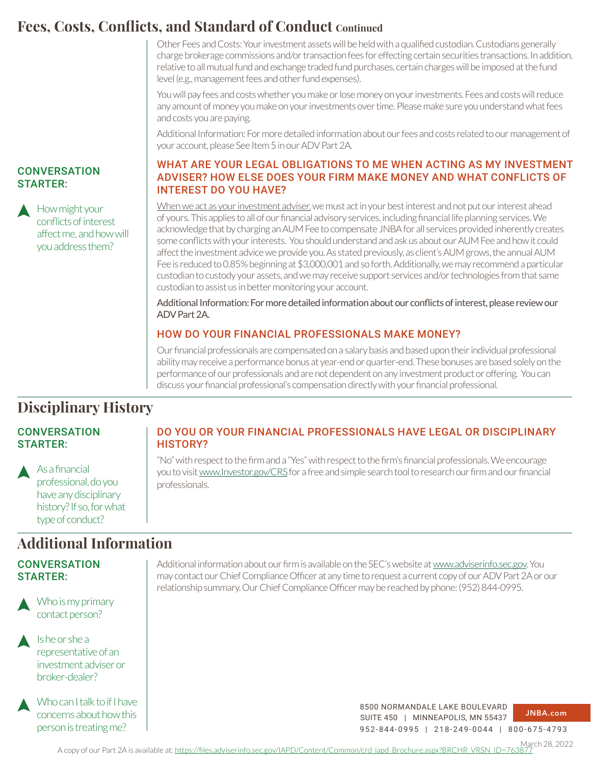# Fees, Costs, Conflicts, and Standard of Conduct Continued

Other Fees and Costs: Your investment assets will be held with a qualified custodian. Custodians generally charge brokerage commissions and/or transaction fees for effecting certain securities transactions. In addition, relative to all mutual fund and exchange traded fund purchases, certain charges will be imposed at the fund level (e.g., management fees and other fund expenses).

You will pay fees and costs whether you make or lose money on your investments. Fees and costs will reduce any amount of money you make on your investments over time. Please make sure you understand what fees and costs you are paying.

Additional Information: For more detailed information about our fees and costs related to our management of your account, please See Item 5 in our ADV Part 2A.

**CONVERSATION STARTER:**

- How might your conflicts of interest affect me, and how will you address them?

### WHAT ARE YOUR LEGAL OBLIGATIONS TO ME WHEN ACTING AS MY INVESTMENT ADVISER? HOW ELSE DOES YOUR FIRM MAKE MONEY AND WHAT CONFLICTS OF INTEREST DO YOU HAVE?

When we act as your investment adviser, we must act in your best interest and not put our interest ahead of yours. This applies to all of our financial advisory services, including financial life planning services. We acknowledge that by charging an AUM Fee to compensate JNBA for all services provided inherently creates some conflicts with your interests. You should understand and ask us about our AUM Fee and how it could affect the investment advice we provide you. As stated previously, as client's AUM grows, the annual AUM Fee is reduced to 0.85% beginning at $3,000,001 and so forth. Additionally, we may recommend a particular custodian to custody your assets, and we may receive support services and/or technologies from that same custodian to assist us in better monitoring your account.

Additional Information: For more detailed information about our conflicts of interest, please review our ADV Part 2A.

### HOW DO YOUR FINANCIAL PROFESSIONALS MAKE MONEY?

Our financial professionals are compensated on a salary basis and based upon their individual professional ability may receive a performance bonus at year-end or quarter-end. These bonuses are based solely on the performance of our professionals and are not dependent on any investment product or offering. You can discuss your financial professional's compensation directly with your financial professional.

# Disciplinary History

**CONVERSATION STARTER:**

- As a financial professional, do you have any disciplinary history? If so, for what type of conduct?

### DO YOU OR YOUR FINANCIAL PROFESSIONALS HAVE LEGAL OR DISCIPLINARY HISTORY?

"No" with respect to the firm and a "Yes" with respect to the firm's financial professionals. We encourage you to visit www.Investor.gov/CRS for a free and simple search tool to research our firm and our financial professionals.

# Additional Information

**CONVERSATION STARTER:**

- Who is my primary contact person?
- Is he or she a representative of an investment adviser or broker-dealer?
- Who can I talk to if I have concerns about how this person is treating me?

Additional information about our firm is available on the SEC's website at www.adviserinfo.sec.gov. You may contact our Chief Compliance Officer at any time to request a current copy of our ADV Part 2A or our relationship summary. Our Chief Compliance Officer may be reached by phone: (952) 844-0995.

8500 NORMANDALE LAKE BOULEVARD
SUITE 450 | MINNEAPOLIS, MN 55437
952-844-0995 | 218-249-0044 | 800-675-4793

JNBA.com

March 28, 2022

A copy of our Part 2A is available at: https://files.adviserinfo.sec.gov/IAPD/Content/Common/crd_iapd_Brochure.aspx?BRCHR_VRSN_ID=763877